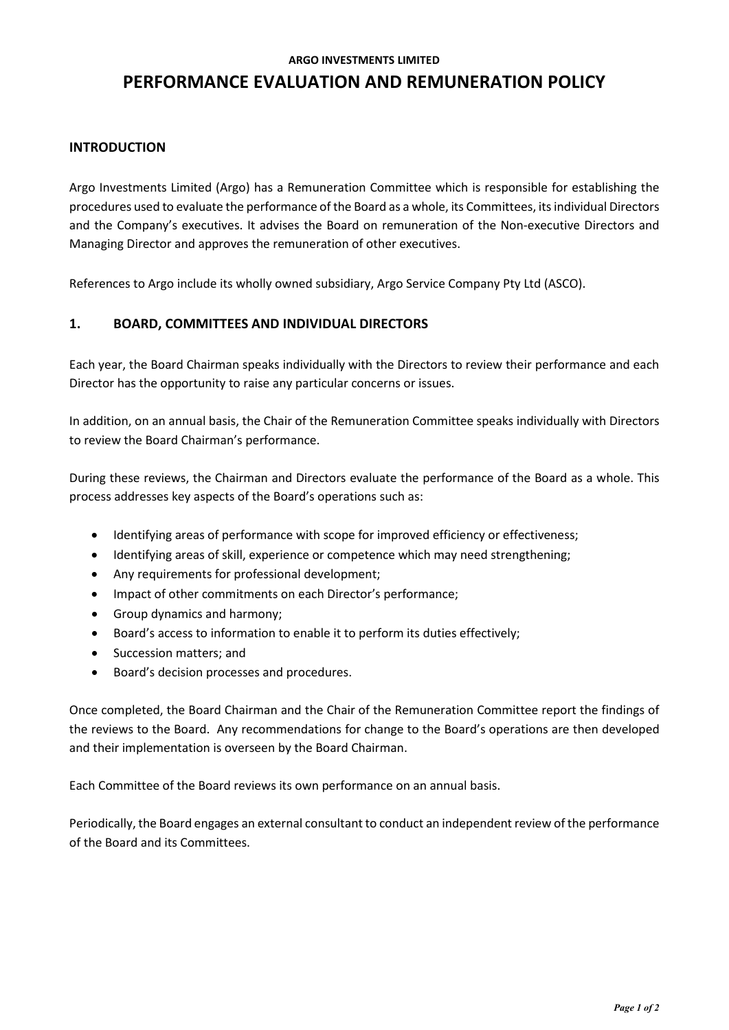**ARGO INVESTMENTS LIMITED**

# PERFORMANCE EVALUATION AND REMUNERATION POLICY

## INTRODUCTION

Argo Investments Limited (Argo) has a Remuneration Committee which is responsible for establishing the procedures used to evaluate the performance of the Board as a whole, its Committees, its individual Directors and the Company's executives. It advises the Board on remuneration of the Non-executive Directors and Managing Director and approves the remuneration of other executives.

References to Argo include its wholly owned subsidiary, Argo Service Company Pty Ltd (ASCO).

## 1. BOARD, COMMITTEES AND INDIVIDUAL DIRECTORS

Each year, the Board Chairman speaks individually with the Directors to review their performance and each Director has the opportunity to raise any particular concerns or issues.

In addition, on an annual basis, the Chair of the Remuneration Committee speaks individually with Directors to review the Board Chairman's performance.

During these reviews, the Chairman and Directors evaluate the performance of the Board as a whole. This process addresses key aspects of the Board's operations such as:

- Identifying areas of performance with scope for improved efficiency or effectiveness;
- Identifying areas of skill, experience or competence which may need strengthening;
- Any requirements for professional development;
- Impact of other commitments on each Director's performance;
- Group dynamics and harmony;
- Board's access to information to enable it to perform its duties effectively;
- Succession matters; and
- Board's decision processes and procedures.

Once completed, the Board Chairman and the Chair of the Remuneration Committee report the findings of the reviews to the Board. Any recommendations for change to the Board's operations are then developed and their implementation is overseen by the Board Chairman.

Each Committee of the Board reviews its own performance on an annual basis.

Periodically, the Board engages an external consultant to conduct an independent review of the performance of the Board and its Committees.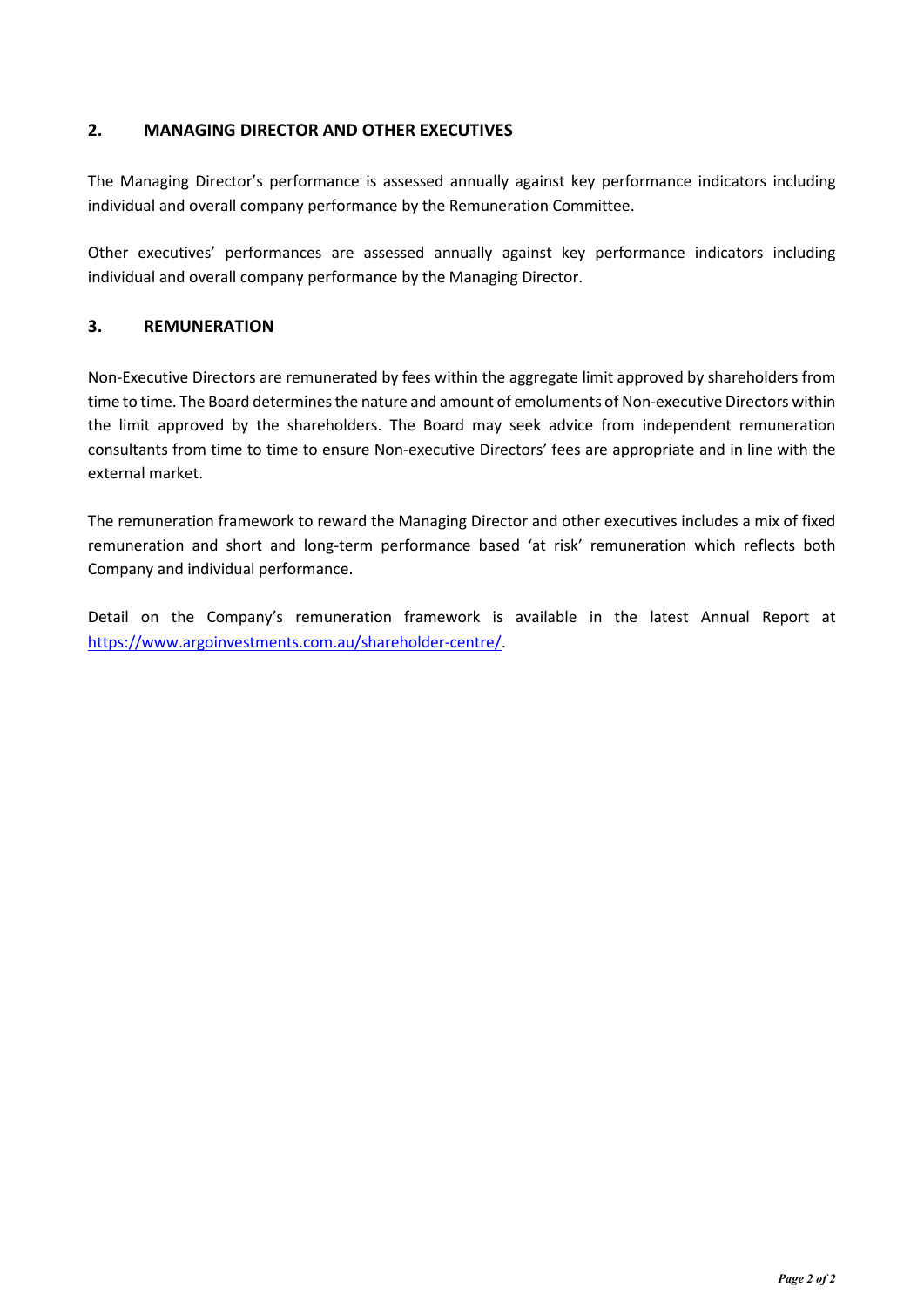## 2. MANAGING DIRECTOR AND OTHER EXECUTIVES

The Managing Director's performance is assessed annually against key performance indicators including individual and overall company performance by the Remuneration Committee.

Other executives' performances are assessed annually against key performance indicators including individual and overall company performance by the Managing Director.

## 3. REMUNERATION

Non-Executive Directors are remunerated by fees within the aggregate limit approved by shareholders from time to time. The Board determines the nature and amount of emoluments of Non-executive Directors within the limit approved by the shareholders. The Board may seek advice from independent remuneration consultants from time to time to ensure Non-executive Directors' fees are appropriate and in line with the external market.

The remuneration framework to reward the Managing Director and other executives includes a mix of fixed remuneration and short and long-term performance based 'at risk' remuneration which reflects both Company and individual performance.

Detail on the Company's remuneration framework is available in the latest Annual Report at https://www.argoinvestments.com.au/shareholder-centre/.